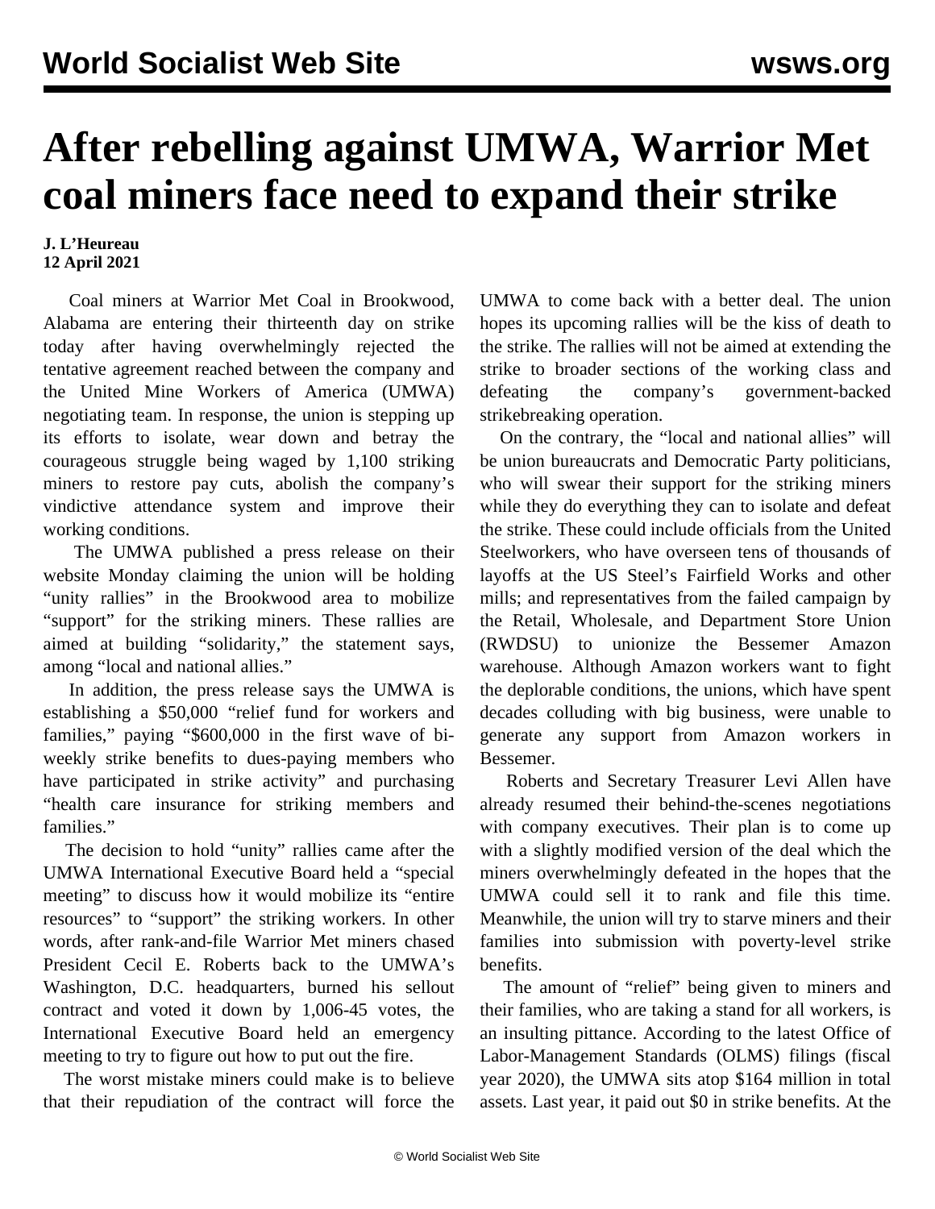# After rebelling against UMWA, Warrior Met coal miners face need to expand their strike

**J. L'Heureau**
**12 April 2021**

Coal miners at Warrior Met Coal in Brookwood, Alabama are entering their thirteenth day on strike today after having overwhelmingly rejected the tentative agreement reached between the company and the United Mine Workers of America (UMWA) negotiating team. In response, the union is stepping up its efforts to isolate, wear down and betray the courageous struggle being waged by 1,100 striking miners to restore pay cuts, abolish the company's vindictive attendance system and improve their working conditions.

The UMWA published a press release on their website Monday claiming the union will be holding "unity rallies" in the Brookwood area to mobilize "support" for the striking miners. These rallies are aimed at building "solidarity," the statement says, among "local and national allies."

In addition, the press release says the UMWA is establishing a $50,000 "relief fund for workers and families," paying "$600,000 in the first wave of bi-weekly strike benefits to dues-paying members who have participated in strike activity" and purchasing "health care insurance for striking members and families."

The decision to hold "unity" rallies came after the UMWA International Executive Board held a "special meeting" to discuss how it would mobilize its "entire resources" to "support" the striking workers. In other words, after rank-and-file Warrior Met miners chased President Cecil E. Roberts back to the UMWA's Washington, D.C. headquarters, burned his sellout contract and voted it down by 1,006-45 votes, the International Executive Board held an emergency meeting to try to figure out how to put out the fire.

The worst mistake miners could make is to believe that their repudiation of the contract will force the UMWA to come back with a better deal. The union hopes its upcoming rallies will be the kiss of death to the strike. The rallies will not be aimed at extending the strike to broader sections of the working class and defeating the company's government-backed strikebreaking operation.

On the contrary, the "local and national allies" will be union bureaucrats and Democratic Party politicians, who will swear their support for the striking miners while they do everything they can to isolate and defeat the strike. These could include officials from the United Steelworkers, who have overseen tens of thousands of layoffs at the US Steel's Fairfield Works and other mills; and representatives from the failed campaign by the Retail, Wholesale, and Department Store Union (RWDSU) to unionize the Bessemer Amazon warehouse. Although Amazon workers want to fight the deplorable conditions, the unions, which have spent decades colluding with big business, were unable to generate any support from Amazon workers in Bessemer.

Roberts and Secretary Treasurer Levi Allen have already resumed their behind-the-scenes negotiations with company executives. Their plan is to come up with a slightly modified version of the deal which the miners overwhelmingly defeated in the hopes that the UMWA could sell it to rank and file this time. Meanwhile, the union will try to starve miners and their families into submission with poverty-level strike benefits.

The amount of "relief" being given to miners and their families, who are taking a stand for all workers, is an insulting pittance. According to the latest Office of Labor-Management Standards (OLMS) filings (fiscal year 2020), the UMWA sits atop $164 million in total assets. Last year, it paid out $0 in strike benefits. At the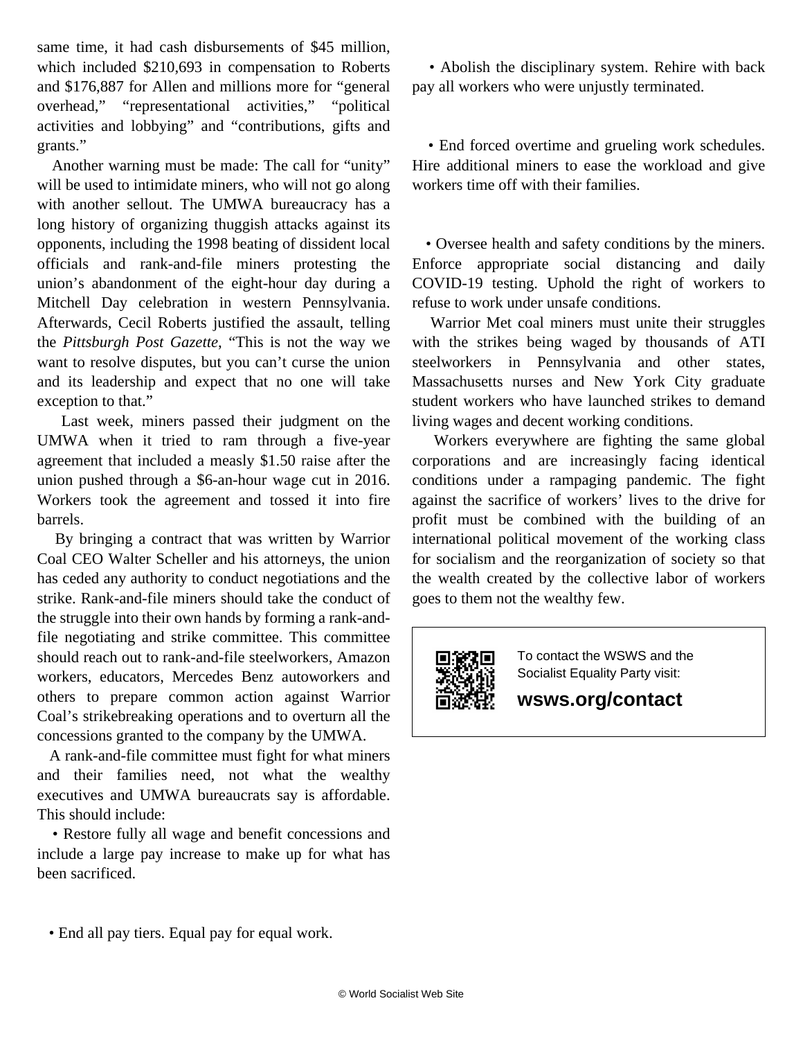same time, it had cash disbursements of $45 million, which included $210,693 in compensation to Roberts and $176,887 for Allen and millions more for "general overhead," "representational activities," "political activities and lobbying" and "contributions, gifts and grants."

Another warning must be made: The call for "unity" will be used to intimidate miners, who will not go along with another sellout. The UMWA bureaucracy has a long history of organizing thuggish attacks against its opponents, including the 1998 beating of dissident local officials and rank-and-file miners protesting the union's abandonment of the eight-hour day during a Mitchell Day celebration in western Pennsylvania. Afterwards, Cecil Roberts justified the assault, telling the *Pittsburgh Post Gazette*, "This is not the way we want to resolve disputes, but you can't curse the union and its leadership and expect that no one will take exception to that."

Last week, miners passed their judgment on the UMWA when it tried to ram through a five-year agreement that included a measly $1.50 raise after the union pushed through a $6-an-hour wage cut in 2016. Workers took the agreement and tossed it into fire barrels.

By bringing a contract that was written by Warrior Coal CEO Walter Scheller and his attorneys, the union has ceded any authority to conduct negotiations and the strike. Rank-and-file miners should take the conduct of the struggle into their own hands by forming a rank-and-file negotiating and strike committee. This committee should reach out to rank-and-file steelworkers, Amazon workers, educators, Mercedes Benz autoworkers and others to prepare common action against Warrior Coal's strikebreaking operations and to overturn all the concessions granted to the company by the UMWA.

A rank-and-file committee must fight for what miners and their families need, not what the wealthy executives and UMWA bureaucrats say is affordable. This should include:

• Restore fully all wage and benefit concessions and include a large pay increase to make up for what has been sacrificed.

• End all pay tiers. Equal pay for equal work.

• Abolish the disciplinary system. Rehire with back pay all workers who were unjustly terminated.

• End forced overtime and grueling work schedules. Hire additional miners to ease the workload and give workers time off with their families.

• Oversee health and safety conditions by the miners. Enforce appropriate social distancing and daily COVID-19 testing. Uphold the right of workers to refuse to work under unsafe conditions.

Warrior Met coal miners must unite their struggles with the strikes being waged by thousands of ATI steelworkers in Pennsylvania and other states, Massachusetts nurses and New York City graduate student workers who have launched strikes to demand living wages and decent working conditions.

Workers everywhere are fighting the same global corporations and are increasingly facing identical conditions under a rampaging pandemic. The fight against the sacrifice of workers' lives to the drive for profit must be combined with the building of an international political movement of the working class for socialism and the reorganization of society so that the wealth created by the collective labor of workers goes to them not the wealthy few.

To contact the WSWS and the Socialist Equality Party visit:

**wsws.org/contact**